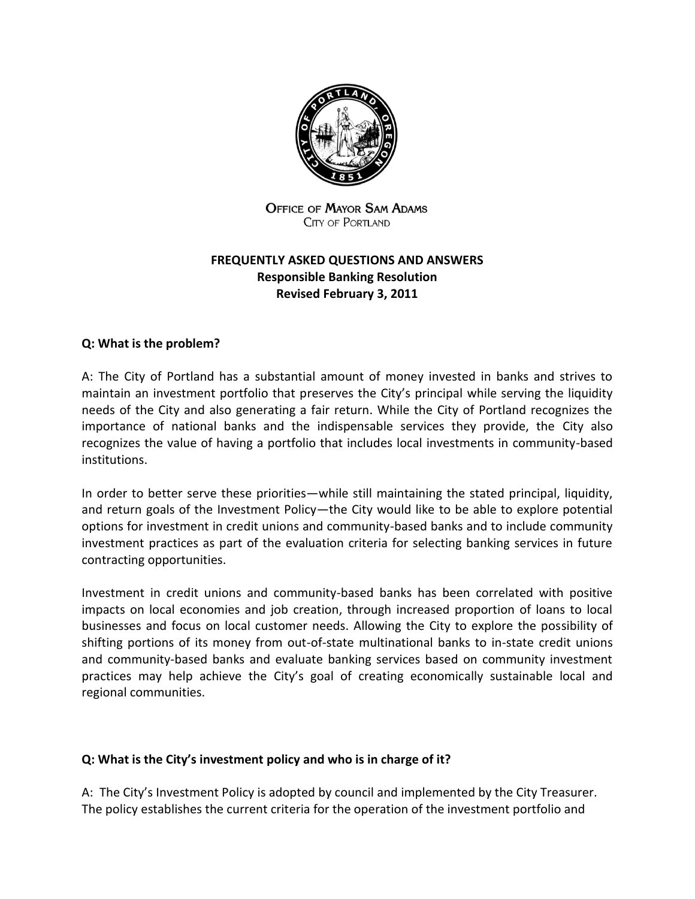OFFICE OF MAYOR SAM ADAMS
CITY OF PORTLAND

# FREQUENTLY ASKED QUESTIONS AND ANSWERS
## Responsible Banking Resolution
### Revised February 3, 2011

**Q: What is the problem?**

A: The City of Portland has a substantial amount of money invested in banks and strives to maintain an investment portfolio that preserves the City's principal while serving the liquidity needs of the City and also generating a fair return. While the City of Portland recognizes the importance of national banks and the indispensable services they provide, the City also recognizes the value of having a portfolio that includes local investments in community-based institutions.

In order to better serve these priorities—while still maintaining the stated principal, liquidity, and return goals of the Investment Policy—the City would like to be able to explore potential options for investment in credit unions and community-based banks and to include community investment practices as part of the evaluation criteria for selecting banking services in future contracting opportunities.

Investment in credit unions and community-based banks has been correlated with positive impacts on local economies and job creation, through increased proportion of loans to local businesses and focus on local customer needs. Allowing the City to explore the possibility of shifting portions of its money from out-of-state multinational banks to in-state credit unions and community-based banks and evaluate banking services based on community investment practices may help achieve the City's goal of creating economically sustainable local and regional communities.

**Q: What is the City's investment policy and who is in charge of it?**

A: The City's Investment Policy is adopted by council and implemented by the City Treasurer. The policy establishes the current criteria for the operation of the investment portfolio and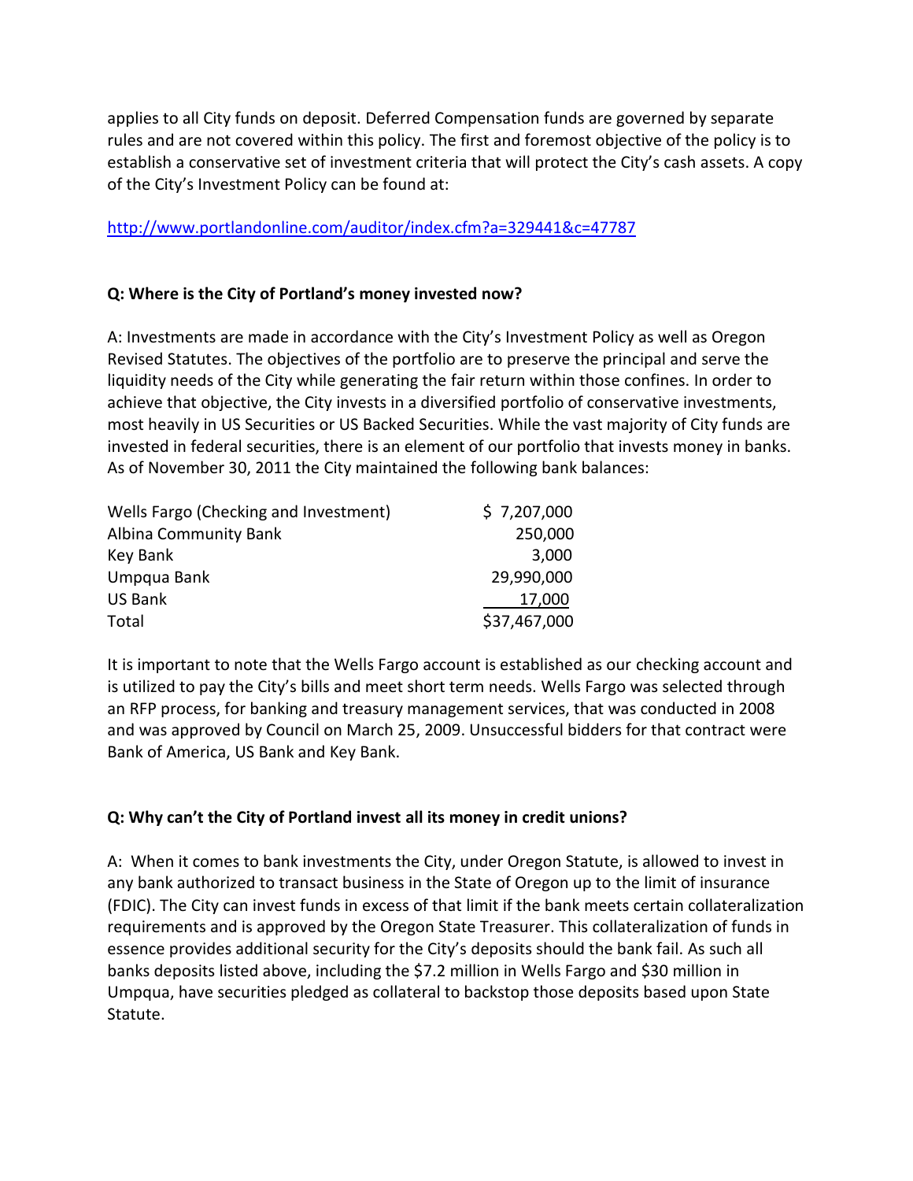applies to all City funds on deposit. Deferred Compensation funds are governed by separate rules and are not covered within this policy. The first and foremost objective of the policy is to establish a conservative set of investment criteria that will protect the City's cash assets. A copy of the City's Investment Policy can be found at:

http://www.portlandonline.com/auditor/index.cfm?a=329441&c=47787

**Q: Where is the City of Portland's money invested now?**

A: Investments are made in accordance with the City's Investment Policy as well as Oregon Revised Statutes. The objectives of the portfolio are to preserve the principal and serve the liquidity needs of the City while generating the fair return within those confines. In order to achieve that objective, the City invests in a diversified portfolio of conservative investments, most heavily in US Securities or US Backed Securities. While the vast majority of City funds are invested in federal securities, there is an element of our portfolio that invests money in banks. As of November 30, 2011 the City maintained the following bank balances:

| | |
|---|---|
| Wells Fargo (Checking and Investment) | $ 7,207,000 |
| Albina Community Bank | 250,000 |
| Key Bank | 3,000 |
| Umpqua Bank | 29,990,000 |
| US Bank | 17,000 |
| Total | $37,467,000 |

It is important to note that the Wells Fargo account is established as our checking account and is utilized to pay the City's bills and meet short term needs. Wells Fargo was selected through an RFP process, for banking and treasury management services, that was conducted in 2008 and was approved by Council on March 25, 2009. Unsuccessful bidders for that contract were Bank of America, US Bank and Key Bank.

**Q: Why can't the City of Portland invest all its money in credit unions?**

A: When it comes to bank investments the City, under Oregon Statute, is allowed to invest in any bank authorized to transact business in the State of Oregon up to the limit of insurance (FDIC). The City can invest funds in excess of that limit if the bank meets certain collateralization requirements and is approved by the Oregon State Treasurer. This collateralization of funds in essence provides additional security for the City's deposits should the bank fail. As such all banks deposits listed above, including the $7.2 million in Wells Fargo and $30 million in Umpqua, have securities pledged as collateral to backstop those deposits based upon State Statute.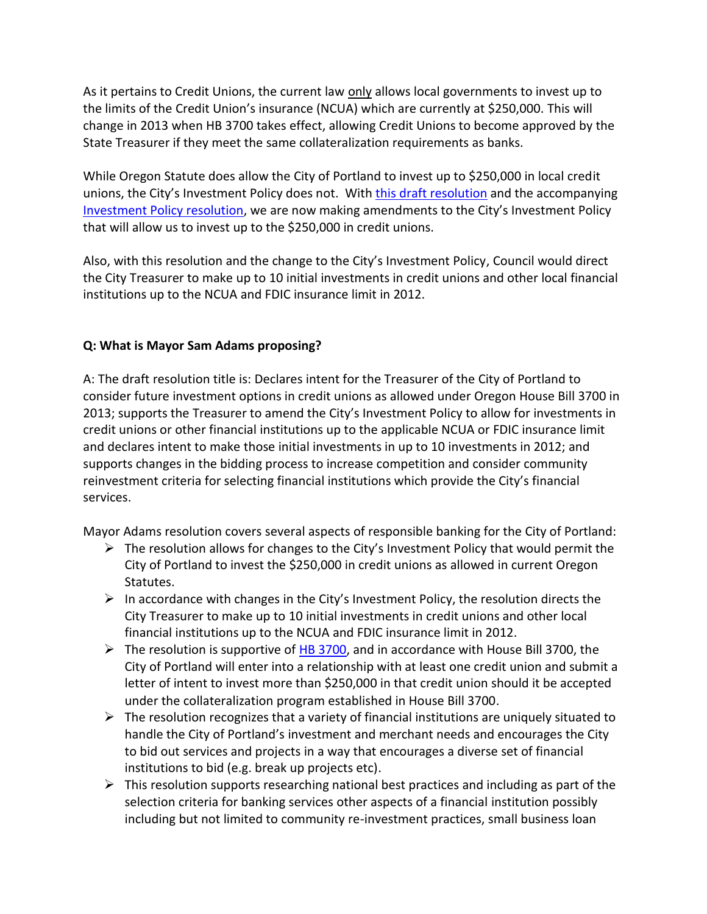As it pertains to Credit Unions, the current law only allows local governments to invest up to the limits of the Credit Union's insurance (NCUA) which are currently at $250,000. This will change in 2013 when HB 3700 takes effect, allowing Credit Unions to become approved by the State Treasurer if they meet the same collateralization requirements as banks.

While Oregon Statute does allow the City of Portland to invest up to $250,000 in local credit unions, the City's Investment Policy does not. With this draft resolution and the accompanying Investment Policy resolution, we are now making amendments to the City's Investment Policy that will allow us to invest up to the $250,000 in credit unions.

Also, with this resolution and the change to the City's Investment Policy, Council would direct the City Treasurer to make up to 10 initial investments in credit unions and other local financial institutions up to the NCUA and FDIC insurance limit in 2012.

**Q: What is Mayor Sam Adams proposing?**

A: The draft resolution title is: Declares intent for the Treasurer of the City of Portland to consider future investment options in credit unions as allowed under Oregon House Bill 3700 in 2013; supports the Treasurer to amend the City's Investment Policy to allow for investments in credit unions or other financial institutions up to the applicable NCUA or FDIC insurance limit and declares intent to make those initial investments in up to 10 investments in 2012; and supports changes in the bidding process to increase competition and consider community reinvestment criteria for selecting financial institutions which provide the City's financial services.

Mayor Adams resolution covers several aspects of responsible banking for the City of Portland:

- The resolution allows for changes to the City's Investment Policy that would permit the City of Portland to invest the $250,000 in credit unions as allowed in current Oregon Statutes.
- In accordance with changes in the City's Investment Policy, the resolution directs the City Treasurer to make up to 10 initial investments in credit unions and other local financial institutions up to the NCUA and FDIC insurance limit in 2012.
- The resolution is supportive of HB 3700, and in accordance with House Bill 3700, the City of Portland will enter into a relationship with at least one credit union and submit a letter of intent to invest more than $250,000 in that credit union should it be accepted under the collateralization program established in House Bill 3700.
- The resolution recognizes that a variety of financial institutions are uniquely situated to handle the City of Portland's investment and merchant needs and encourages the City to bid out services and projects in a way that encourages a diverse set of financial institutions to bid (e.g. break up projects etc).
- This resolution supports researching national best practices and including as part of the selection criteria for banking services other aspects of a financial institution possibly including but not limited to community re-investment practices, small business loan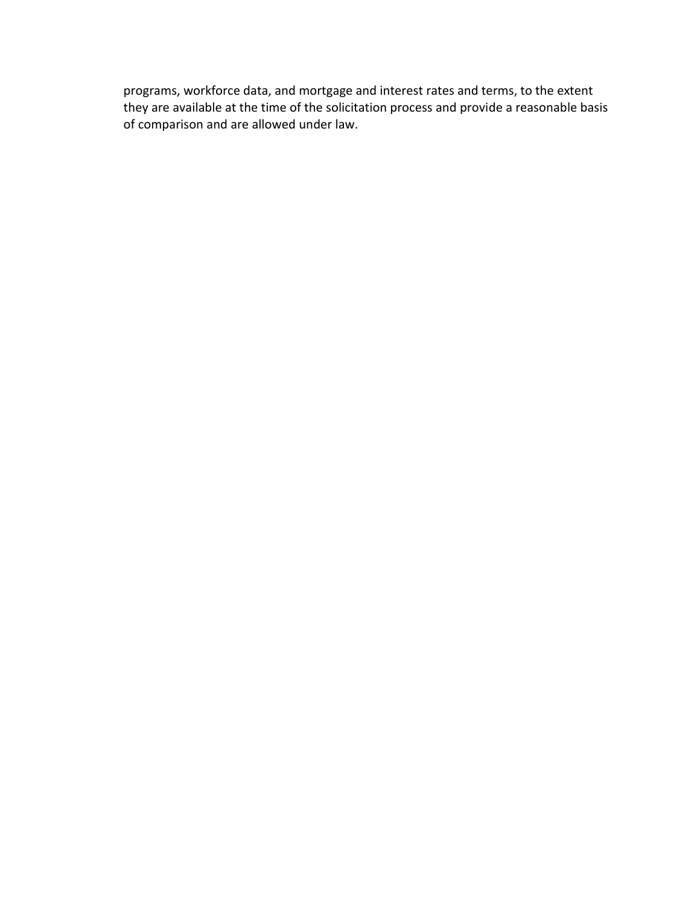programs, workforce data, and mortgage and interest rates and terms, to the extent they are available at the time of the solicitation process and provide a reasonable basis of comparison and are allowed under law.